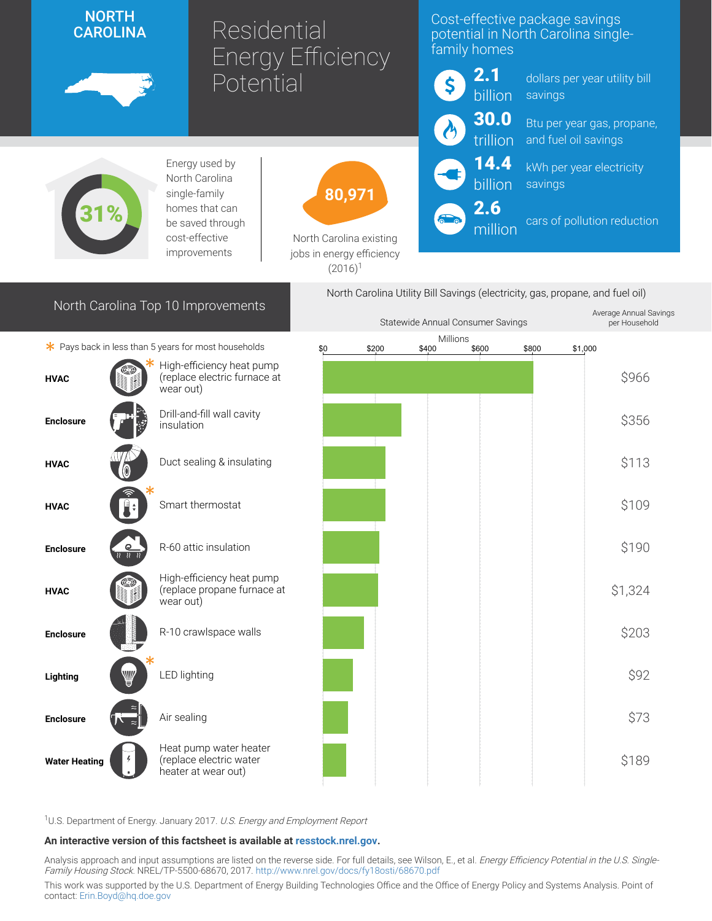# NORTH CAROLINA

# Residential Energy Efficiency Potential

## Cost-effective package savings potential in North Carolina single-family homes

- **2.1 billion** dollars per year utility bill savings
- **30.0 trillion** Btu per year gas, propane, and fuel oil savings
- **14.4 billion** kWh per year electricity savings
- **2.6 million** cars of pollution reduction

**31%** Energy used by North Carolina single-family homes that can be saved through cost-effective improvements

**80,971** North Carolina existing jobs in energy efficiency (2016)[1]

## North Carolina Top 10 Improvements

North Carolina Utility Bill Savings (electricity, gas, propane, and fuel oil)

\* Pays back in less than 5 years for most households

| Category | Improvement | Statewide Annual Consumer Savings (Millions) | Average Annual Savings per Household |
|---|---|---|---|
| HVAC | High-efficiency heat pump (replace electric furnace at wear out) * | ~$805 | $966 |
| Enclosure | Drill-and-fill wall cavity insulation | ~$300 | $356 |
| HVAC | Duct sealing & insulating | ~$240 | $113 |
| HVAC | Smart thermostat * | ~$240 | $109 |
| Enclosure | R-60 attic insulation | ~$215 | $190 |
| HVAC | High-efficiency heat pump (replace propane furnace at wear out) | ~$210 | $1,324 |
| Enclosure | R-10 crawlspace walls | ~$155 | $203 |
| Lighting | LED lighting * | ~$115 | $92 |
| Enclosure | Air sealing | ~$95 | $73 |
| Water Heating | Heat pump water heater (replace electric water heater at wear out) | ~$90 | $189 |

[1]U.S. Department of Energy. January 2017. *U.S. Energy and Employment Report*

**An interactive version of this factsheet is available at resstock.nrel.gov.**

Analysis approach and input assumptions are listed on the reverse side. For full details, see Wilson, E., et al. *Energy Efficiency Potential in the U.S. Single-Family Housing Stock.* NREL/TP-5500-68670, 2017. http://www.nrel.gov/docs/fy18osti/68670.pdf

This work was supported by the U.S. Department of Energy Building Technologies Office and the Office of Energy Policy and Systems Analysis. Point of contact: Erin.Boyd@hq.doe.gov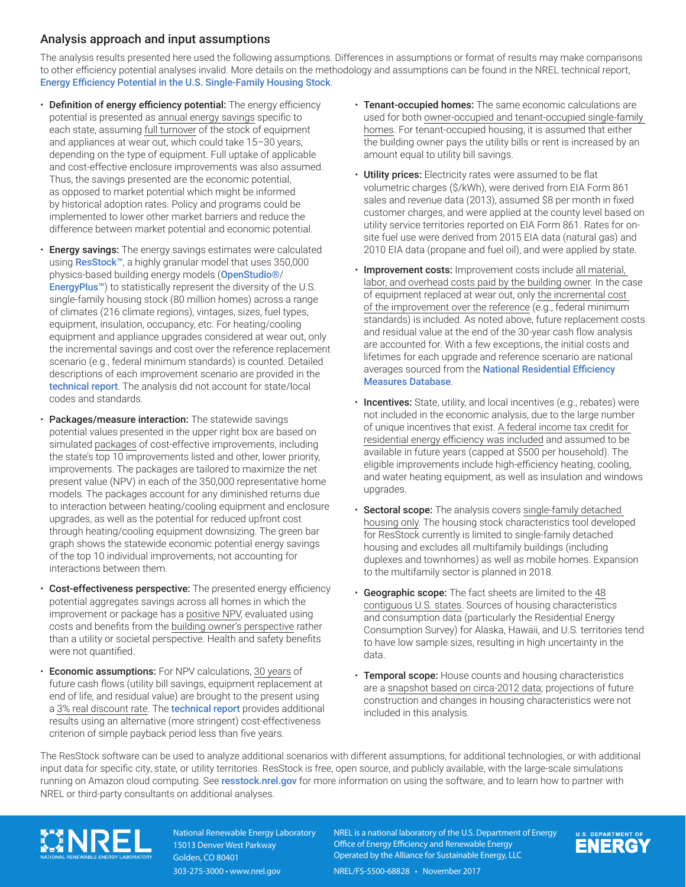## Analysis approach and input assumptions

The analysis results presented here used the following assumptions. Differences in assumptions or format of results may make comparisons to other efficiency potential analyses invalid. More details on the methodology and assumptions can be found in the NREL technical report, Energy Efficiency Potential in the U.S. Single-Family Housing Stock.

- **Definition of energy efficiency potential:** The energy efficiency potential is presented as annual energy savings specific to each state, assuming full turnover of the stock of equipment and appliances at wear out, which could take 15–30 years, depending on the type of equipment. Full uptake of applicable and cost-effective enclosure improvements was also assumed. Thus, the savings presented are the economic potential, as opposed to market potential which might be informed by historical adoption rates. Policy and programs could be implemented to lower other market barriers and reduce the difference between market potential and economic potential.
- **Energy savings:** The energy savings estimates were calculated using ResStock™, a highly granular model that uses 350,000 physics-based building energy models (OpenStudio®/EnergyPlus™) to statistically represent the diversity of the U.S. single-family housing stock (80 million homes) across a range of climates (216 climate regions), vintages, sizes, fuel types, equipment, insulation, occupancy, etc. For heating/cooling equipment and appliance upgrades considered at wear out, only the incremental savings and cost over the reference replacement scenario (e.g., federal minimum standards) is counted. Detailed descriptions of each improvement scenario are provided in the technical report. The analysis did not account for state/local codes and standards.
- **Packages/measure interaction:** The statewide savings potential values presented in the upper right box are based on simulated packages of cost-effective improvements, including the state's top 10 improvements listed and other, lower priority, improvements. The packages are tailored to maximize the net present value (NPV) in each of the 350,000 representative home models. The packages account for any diminished returns due to interaction between heating/cooling equipment and enclosure upgrades, as well as the potential for reduced upfront cost through heating/cooling equipment downsizing. The green bar graph shows the statewide economic potential energy savings of the top 10 individual improvements, not accounting for interactions between them.
- **Cost-effectiveness perspective:** The presented energy efficiency potential aggregates savings across all homes in which the improvement or package has a positive NPV, evaluated using costs and benefits from the building owner's perspective rather than a utility or societal perspective. Health and safety benefits were not quantified.
- **Economic assumptions:** For NPV calculations, 30 years of future cash flows (utility bill savings, equipment replacement at end of life, and residual value) are brought to the present using a 3% real discount rate. The technical report provides additional results using an alternative (more stringent) cost-effectiveness criterion of simple payback period less than five years.
- **Tenant-occupied homes:** The same economic calculations are used for both owner-occupied and tenant-occupied single-family homes. For tenant-occupied housing, it is assumed that either the building owner pays the utility bills or rent is increased by an amount equal to utility bill savings.
- **Utility prices:** Electricity rates were assumed to be flat volumetric charges ($/kWh), were derived from EIA Form 861 sales and revenue data (2013), assumed $8 per month in fixed customer charges, and were applied at the county level based on utility service territories reported on EIA Form 861. Rates for on-site fuel use were derived from 2015 EIA data (natural gas) and 2010 EIA data (propane and fuel oil), and were applied by state.
- **Improvement costs:** Improvement costs include all material, labor, and overhead costs paid by the building owner. In the case of equipment replaced at wear out, only the incremental cost of the improvement over the reference (e.g., federal minimum standards) is included. As noted above, future replacement costs and residual value at the end of the 30-year cash flow analysis are accounted for. With a few exceptions, the initial costs and lifetimes for each upgrade and reference scenario are national averages sourced from the National Residential Efficiency Measures Database.
- **Incentives:** State, utility, and local incentives (e.g., rebates) were not included in the economic analysis, due to the large number of unique incentives that exist. A federal income tax credit for residential energy efficiency was included and assumed to be available in future years (capped at $500 per household). The eligible improvements include high-efficiency heating, cooling, and water heating equipment, as well as insulation and windows upgrades.
- **Sectoral scope:** The analysis covers single-family detached housing only. The housing stock characteristics tool developed for ResStock currently is limited to single-family detached housing and excludes all multifamily buildings (including duplexes and townhomes) as well as mobile homes. Expansion to the multifamily sector is planned in 2018.
- **Geographic scope:** The fact sheets are limited to the 48 contiguous U.S. states. Sources of housing characteristics and consumption data (particularly the Residential Energy Consumption Survey) for Alaska, Hawaii, and U.S. territories tend to have low sample sizes, resulting in high uncertainty in the data.
- **Temporal scope:** House counts and housing characteristics are a snapshot based on circa-2012 data; projections of future construction and changes in housing characteristics were not included in this analysis.

The ResStock software can be used to analyze additional scenarios with different assumptions, for additional technologies, or with additional input data for specific city, state, or utility territories. ResStock is free, open source, and publicly available, with the large-scale simulations running on Amazon cloud computing. See resstock.nrel.gov for more information on using the software, and to learn how to partner with NREL or third-party consultants on additional analyses.

NREL
NATIONAL RENEWABLE ENERGY LABORATORY

National Renewable Energy Laboratory
15013 Denver West Parkway
Golden, CO 80401
303-275-3000 • www.nrel.gov

NREL is a national laboratory of the U.S. Department of Energy
Office of Energy Efficiency and Renewable Energy
Operated by the Alliance for Sustainable Energy, LLC

NREL/FS-5500-68828 • November 2017

U.S. DEPARTMENT OF ENERGY